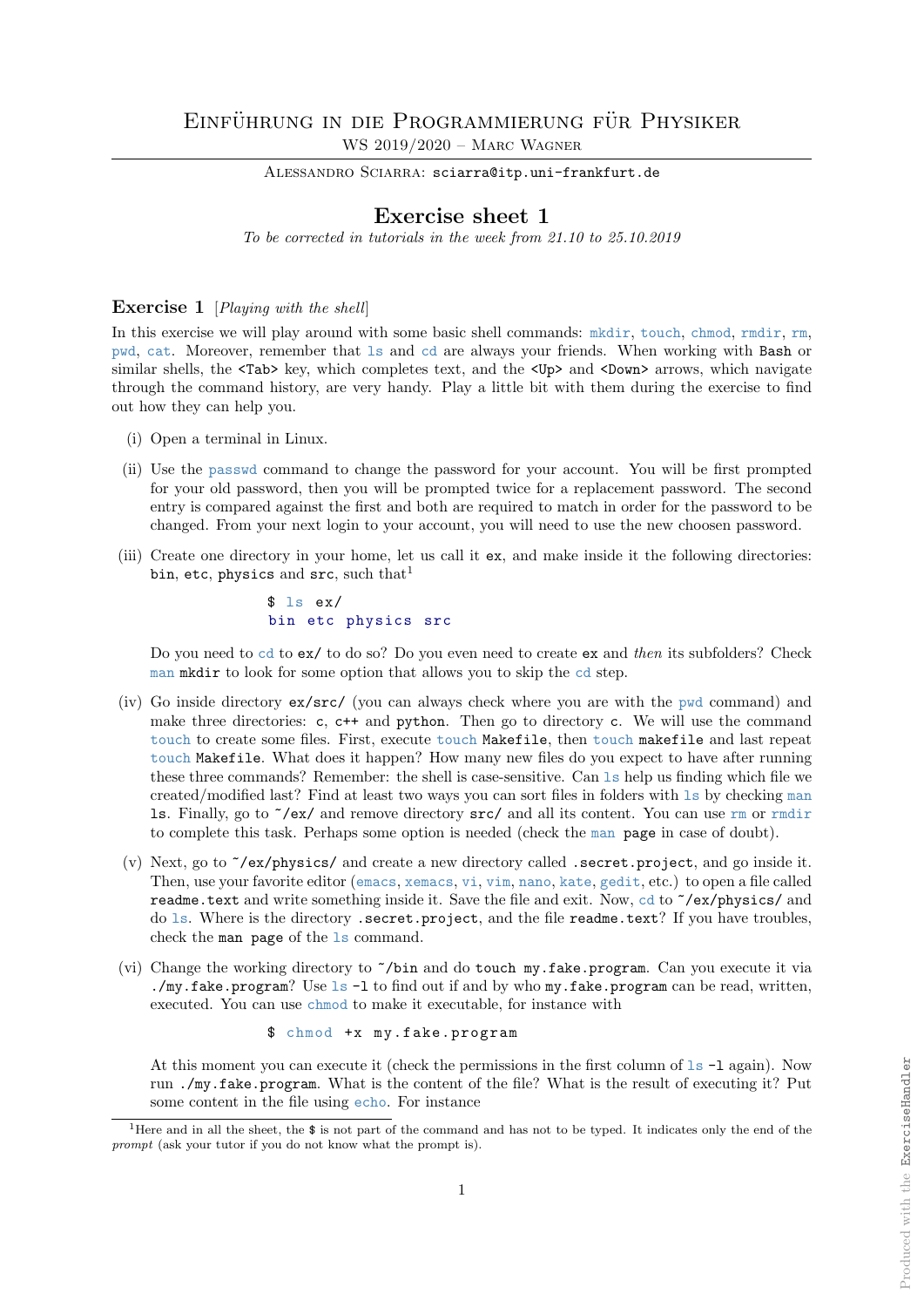# Einführung in die Programmierung für Physiker

WS 2019/2020 – Marc Wagner

Alessandro Sciarra: sciarra@itp.uni-frankfurt.de

## Exercise sheet 1

*To be corrected in tutorials in the week from 21.10 to 25.10.2019*

### Exercise 1 [*Playing with the shell*]

In this exercise we will play around with some basic shell commands: `mkdir`, `touch`, `chmod`, `rmdir`, `rm`, `pwd`, `cat`. Moreover, remember that `ls` and `cd` are always your friends. When working with `Bash` or similar shells, the `<Tab>` key, which completes text, and the `<Up>` and `<Down>` arrows, which navigate through the command history, are very handy. Play a little bit with them during the exercise to find out how they can help you.

(i) Open a terminal in Linux.

(ii) Use the `passwd` command to change the password for your account. You will be first prompted for your old password, then you will be prompted twice for a replacement password. The second entry is compared against the first and both are required to match in order for the password to be changed. From your next login to your account, you will need to use the new choosen password.

(iii) Create one directory in your home, let us call it `ex`, and make inside it the following directories: `bin`, `etc`, `physics` and `src`, such that[1]

```
$ ls ex/
bin etc physics src
```

Do you need to `cd` to `ex/` to do so? Do you even need to create `ex` and *then* its subfolders? Check `man mkdir` to look for some option that allows you to skip the `cd` step.

(iv) Go inside directory `ex/src/` (you can always check where you are with the `pwd` command) and make three directories: `c`, `c++` and `python`. Then go to directory `c`. We will use the command `touch` to create some files. First, execute `touch Makefile`, then `touch makefile` and last repeat `touch Makefile`. What does it happen? How many new files do you expect to have after running these three commands? Remember: the shell is case-sensitive. Can `ls` help us finding which file we created/modified last? Find at least two ways you can sort files in folders with `ls` by checking `man ls`. Finally, go to `~/ex/` and remove directory `src/` and all its content. You can use `rm` or `rmdir` to complete this task. Perhaps some option is needed (check the `man page` in case of doubt).

(v) Next, go to `~/ex/physics/` and create a new directory called `.secret.project`, and go inside it. Then, use your favorite editor (`emacs`, `xemacs`, `vi`, `vim`, `nano`, `kate`, `gedit`, etc.) to open a file called `readme.text` and write something inside it. Save the file and exit. Now, `cd` to `~/ex/physics/` and do `ls`. Where is the directory `.secret.project`, and the file `readme.text`? If you have troubles, check the `man page` of the `ls` command.

(vi) Change the working directory to `~/bin` and do `touch my.fake.program`. Can you execute it via `./my.fake.program`? Use `ls -l` to find out if and by who `my.fake.program` can be read, written, executed. You can use `chmod` to make it executable, for instance with

```
$ chmod +x my.fake.program
```

At this moment you can execute it (check the permissions in the first column of `ls -l` again). Now run `./my.fake.program`. What is the content of the file? What is the result of executing it? Put some content in the file using `echo`. For instance

[1] Here and in all the sheet, the `$` is not part of the command and has not to be typed. It indicates only the end of the *prompt* (ask your tutor if you do not know what the prompt is).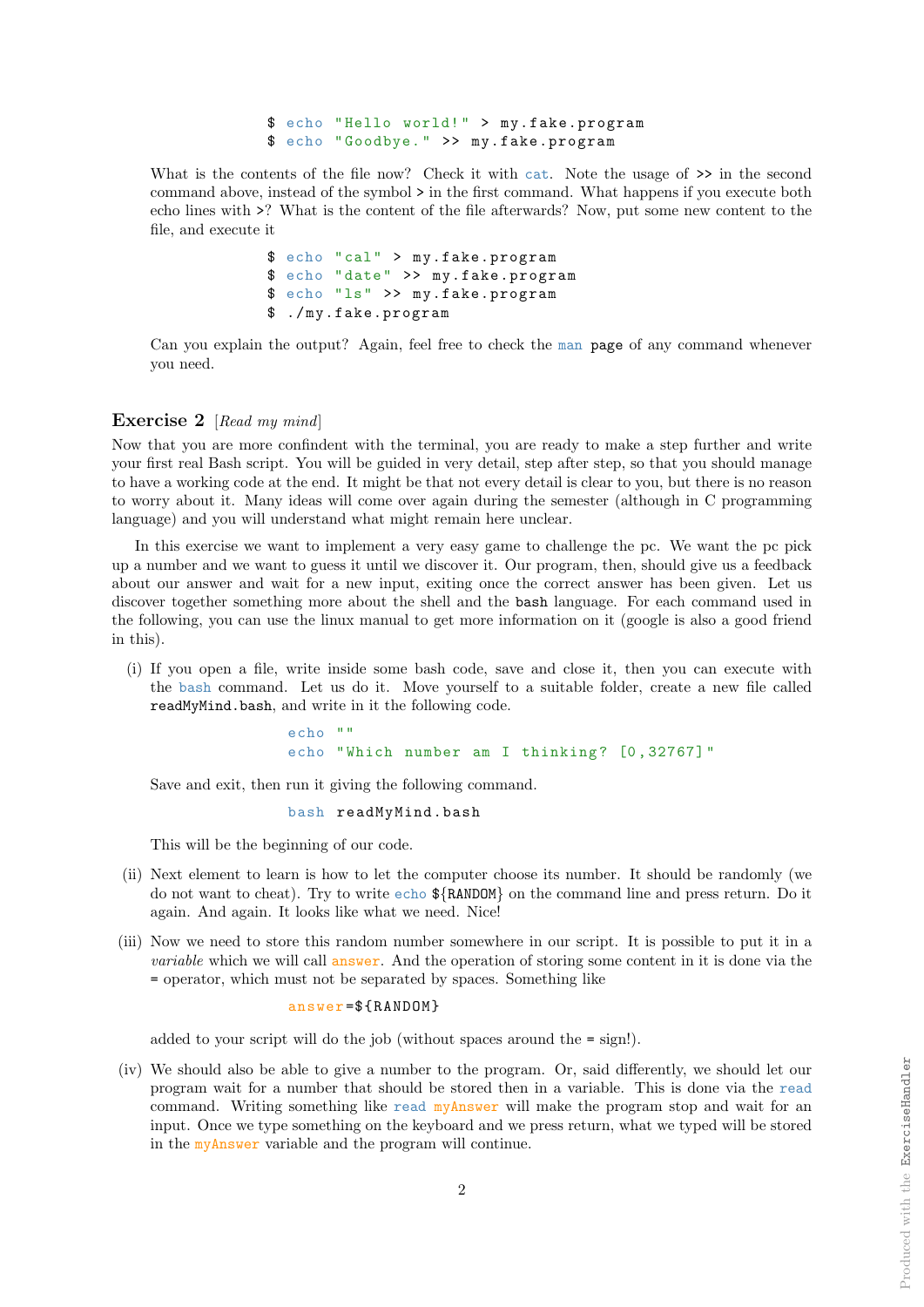```
$ echo "Hello world!" > my.fake.program
$ echo "Goodbye." >> my.fake.program
```

What is the contents of the file now? Check it with cat. Note the usage of >> in the second command above, instead of the symbol > in the first command. What happens if you execute both echo lines with >? What is the content of the file afterwards? Now, put some new content to the file, and execute it

```
$ echo "cal" > my.fake.program
$ echo "date" >> my.fake.program
$ echo "ls" >> my.fake.program
$ ./my.fake.program
```

Can you explain the output? Again, feel free to check the man page of any command whenever you need.

## Exercise 2 [*Read my mind*]

Now that you are more confindent with the terminal, you are ready to make a step further and write your first real Bash script. You will be guided in very detail, step after step, so that you should manage to have a working code at the end. It might be that not every detail is clear to you, but there is no reason to worry about it. Many ideas will come over again during the semester (although in C programming language) and you will understand what might remain here unclear.

In this exercise we want to implement a very easy game to challenge the pc. We want the pc pick up a number and we want to guess it until we discover it. Our program, then, should give us a feedback about our answer and wait for a new input, exiting once the correct answer has been given. Let us discover together something more about the shell and the bash language. For each command used in the following, you can use the linux manual to get more information on it (google is also a good friend in this).

(i) If you open a file, write inside some bash code, save and close it, then you can execute with the bash command. Let us do it. Move yourself to a suitable folder, create a new file called readMyMind.bash, and write in it the following code.

```
echo ""
echo "Which number am I thinking? [0,32767]"
```

Save and exit, then run it giving the following command.

```
bash readMyMind.bash
```

This will be the beginning of our code.

(ii) Next element to learn is how to let the computer choose its number. It should be randomly (we do not want to cheat). Try to write echo ${RANDOM} on the command line and press return. Do it again. And again. It looks like what we need. Nice!

(iii) Now we need to store this random number somewhere in our script. It is possible to put it in a *variable* which we will call answer. And the operation of storing some content in it is done via the = operator, which must not be separated by spaces. Something like

```
answer=${RANDOM}
```

added to your script will do the job (without spaces around the = sign!).

(iv) We should also be able to give a number to the program. Or, said differently, we should let our program wait for a number that should be stored then in a variable. This is done via the read command. Writing something like read myAnswer will make the program stop and wait for an input. Once we type something on the keyboard and we press return, what we typed will be stored in the myAnswer variable and the program will continue.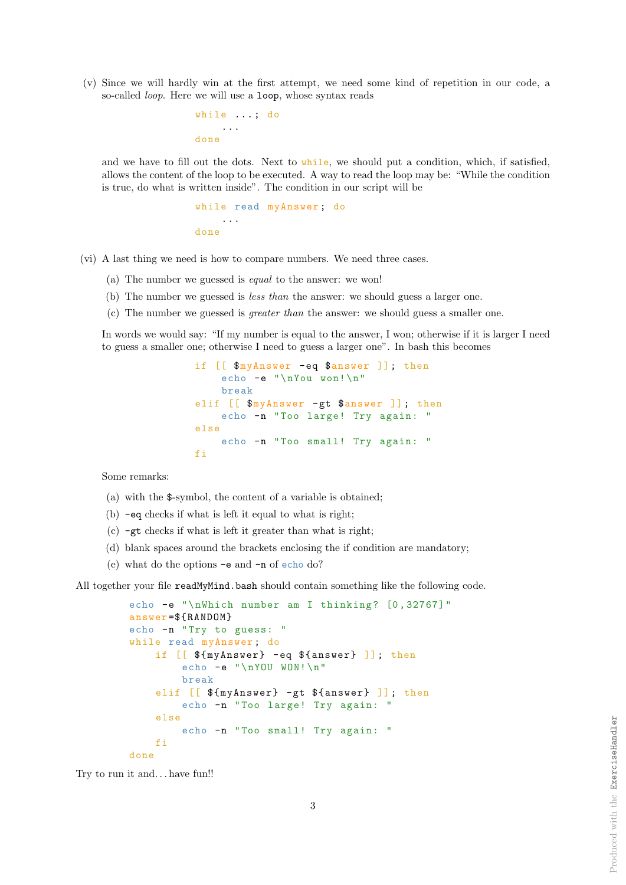(v) Since we will hardly win at the first attempt, we need some kind of repetition in our code, a so-called *loop*. Here we will use a `loop`, whose syntax reads

```
while ...; do
    ...
done
```

and we have to fill out the dots. Next to `while`, we should put a condition, which, if satisfied, allows the content of the loop to be executed. A way to read the loop may be: "While the condition is true, do what is written inside". The condition in our script will be

```
while read myAnswer; do
    ...
done
```

(vi) A last thing we need is how to compare numbers. We need three cases.

  (a) The number we guessed is *equal* to the answer: we won!
  (b) The number we guessed is *less than* the answer: we should guess a larger one.
  (c) The number we guessed is *greater than* the answer: we should guess a smaller one.

In words we would say: "If my number is equal to the answer, I won; otherwise if it is larger I need to guess a smaller one; otherwise I need to guess a larger one". In bash this becomes

```
if [[ $myAnswer -eq $answer ]]; then
    echo -e "\nYou won!\n"
    break
elif [[ $myAnswer -gt $answer ]]; then
    echo -n "Too large! Try again: "
else
    echo -n "Too small! Try again: "
fi
```

Some remarks:

  (a) with the `$`-symbol, the content of a variable is obtained;
  (b) `-eq` checks if what is left it equal to what is right;
  (c) `-gt` checks if what is left it greater than what is right;
  (d) blank spaces around the brackets enclosing the if condition are mandatory;
  (e) what do the options `-e` and `-n` of `echo` do?

All together your file `readMyMind.bash` should contain something like the following code.

```
echo -e "\nWhich number am I thinking? [0,32767]"
answer=${RANDOM}
echo -n "Try to guess: "
while read myAnswer; do
    if [[ ${myAnswer} -eq ${answer} ]]; then
        echo -e "\nYOU WON!\n"
        break
    elif [[ ${myAnswer} -gt ${answer} ]]; then
        echo -n "Too large! Try again: "
    else
        echo -n "Too small! Try again: "
    fi
done
```

Try to run it and... have fun!!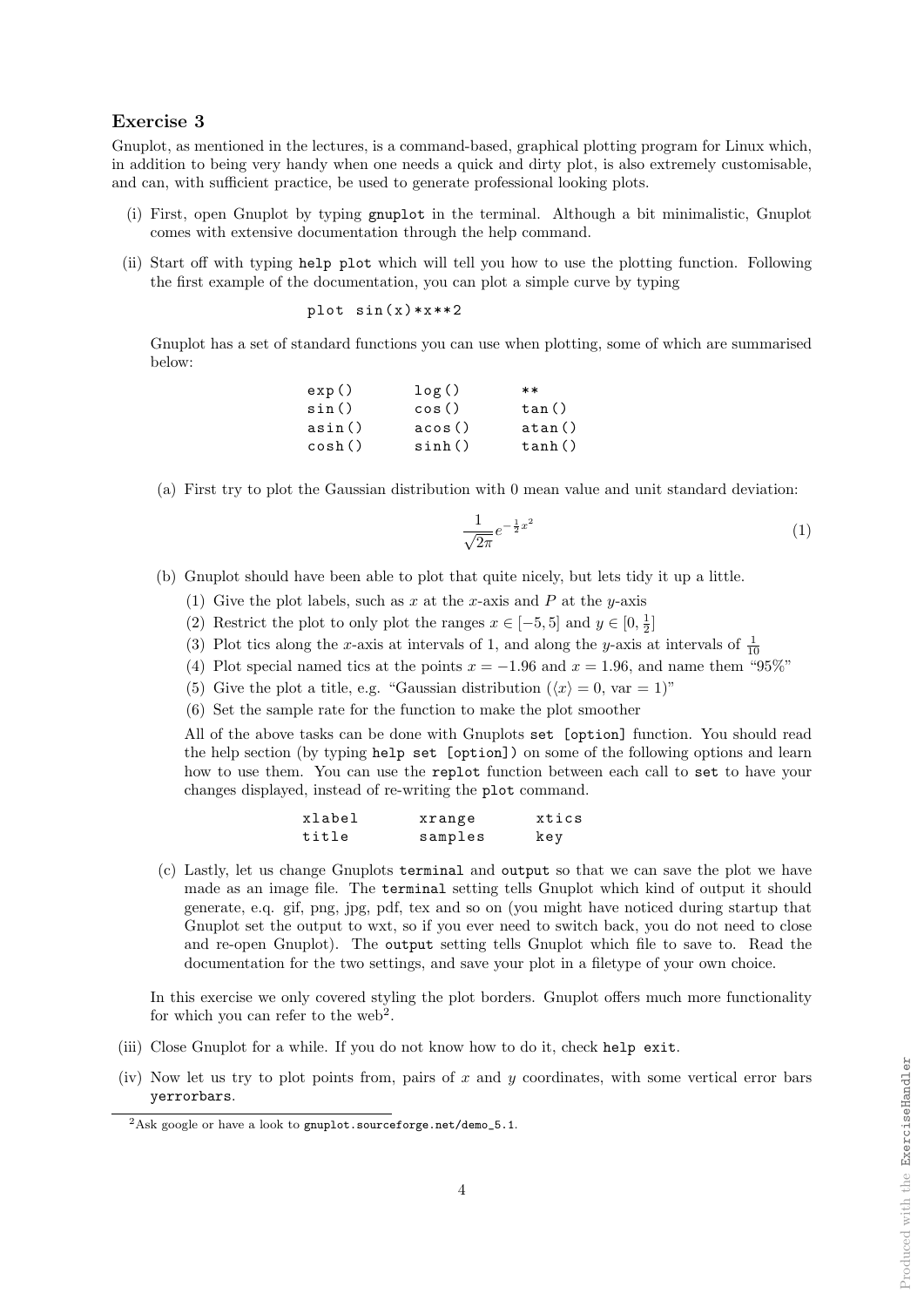### Exercise 3

Gnuplot, as mentioned in the lectures, is a command-based, graphical plotting program for Linux which, in addition to being very handy when one needs a quick and dirty plot, is also extremely customisable, and can, with sufficient practice, be used to generate professional looking plots.

(i) First, open Gnuplot by typing `gnuplot` in the terminal. Although a bit minimalistic, Gnuplot comes with extensive documentation through the help command.

(ii) Start off with typing `help plot` which will tell you how to use the plotting function. Following the first example of the documentation, you can plot a simple curve by typing

```
plot sin(x)*x**2
```

Gnuplot has a set of standard functions you can use when plotting, some of which are summarised below:

```
exp()     log()     **
sin()     cos()     tan()
asin()    acos()    atan()
cosh()    sinh()    tanh()
```

(a) First try to plot the Gaussian distribution with 0 mean value and unit standard deviation:

$$\frac{1}{\sqrt{2\pi}} e^{-\frac{1}{2}x^2} \tag{1}$$

(b) Gnuplot should have been able to plot that quite nicely, but lets tidy it up a little.

(1) Give the plot labels, such as $x$ at the $x$-axis and $P$ at the $y$-axis

(2) Restrict the plot to only plot the ranges $x \in [-5, 5]$ and $y \in [0, \frac{1}{2}]$

(3) Plot tics along the $x$-axis at intervals of 1, and along the $y$-axis at intervals of $\frac{1}{10}$

(4) Plot special named tics at the points $x = -1.96$ and $x = 1.96$, and name them "95%"

(5) Give the plot a title, e.g. "Gaussian distribution ($\langle x \rangle = 0$, var $= 1$)"

(6) Set the sample rate for the function to make the plot smoother

All of the above tasks can be done with Gnuplots `set [option]` function. You should read the help section (by typing `help set [option]`) on some of the following options and learn how to use them. You can use the `replot` function between each call to `set` to have your changes displayed, instead of re-writing the `plot` command.

```
xlabel    xrange    xtics
title     samples   key
```

(c) Lastly, let us change Gnuplots `terminal` and `output` so that we can save the plot we have made as an image file. The `terminal` setting tells Gnuplot which kind of output it should generate, e.g. gif, png, jpg, pdf, tex and so on (you might have noticed during startup that Gnuplot set the output to wxt, so if you ever need to switch back, you do not need to close and re-open Gnuplot). The `output` setting tells Gnuplot which file to save to. Read the documentation for the two settings, and save your plot in a filetype of your own choice.

In this exercise we only covered styling the plot borders. Gnuplot offers much more functionality for which you can refer to the web[2].

(iii) Close Gnuplot for a while. If you do not know how to do it, check `help exit`.

(iv) Now let us try to plot points from, pairs of $x$ and $y$ coordinates, with some vertical error bars `yerrorbars`.

---

[2] Ask google or have a look to `gnuplot.sourceforge.net/demo_5.1`.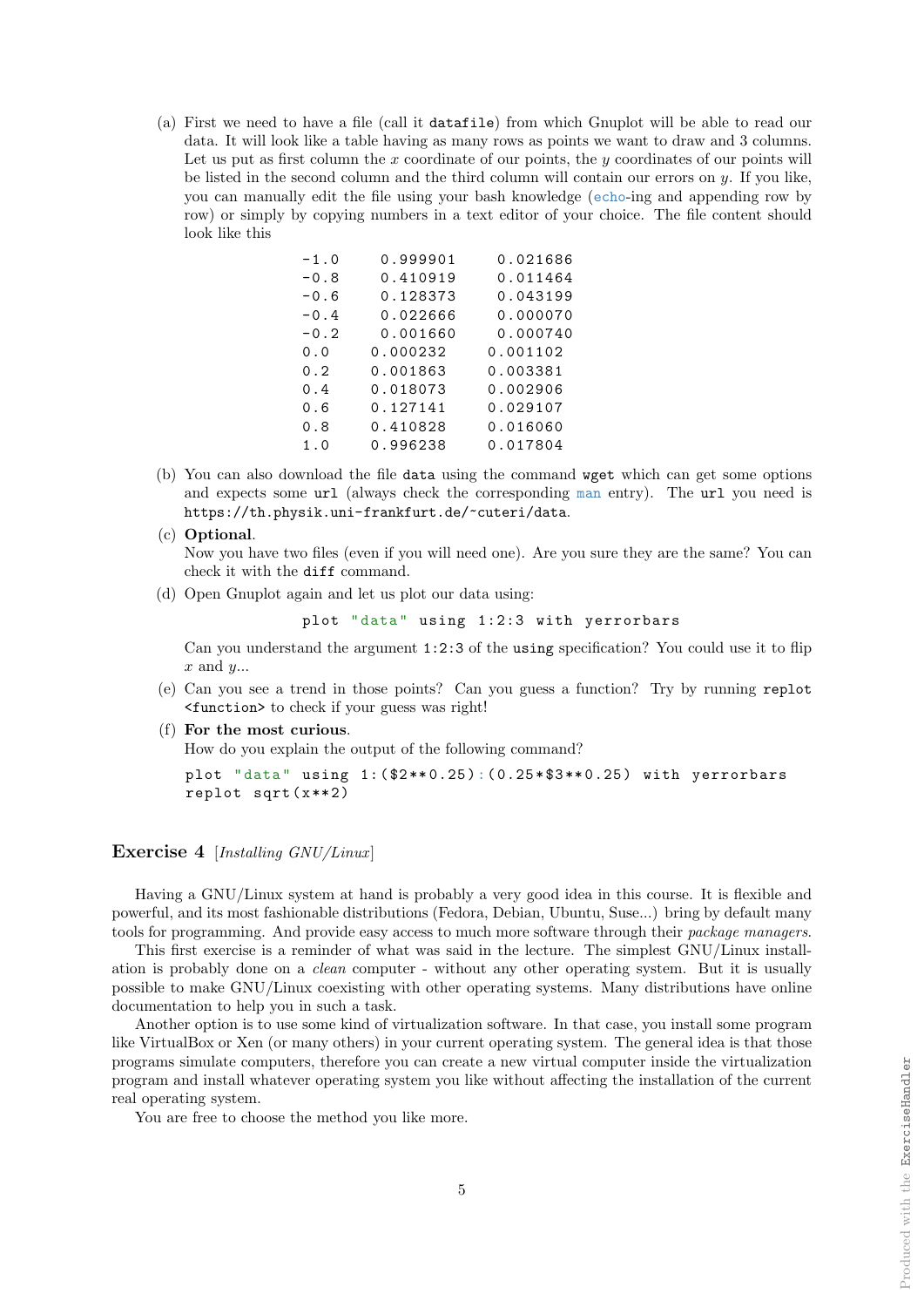(a) First we need to have a file (call it `datafile`) from which Gnuplot will be able to read our data. It will look like a table having as many rows as points we want to draw and 3 columns. Let us put as first column the $x$ coordinate of our points, the $y$ coordinates of our points will be listed in the second column and the third column will contain our errors on $y$. If you like, you can manually edit the file using your bash knowledge (`echo`-ing and appending row by row) or simply by copying numbers in a text editor of your choice. The file content should look like this

```
-1.0    0.999901    0.021686
-0.8    0.410919    0.011464
-0.6    0.128373    0.043199
-0.4    0.022666    0.000070
-0.2    0.001660    0.000740
0.0    0.000232    0.001102
0.2    0.001863    0.003381
0.4    0.018073    0.002906
0.6    0.127141    0.029107
0.8    0.410828    0.016060
1.0    0.996238    0.017804
```

(b) You can also download the file `data` using the command `wget` which can get some options and expects some `url` (always check the corresponding `man` entry). The `url` you need is `https://th.physik.uni-frankfurt.de/~cuteri/data`.

(c) **Optional**.
Now you have two files (even if you will need one). Are you sure they are the same? You can check it with the `diff` command.

(d) Open Gnuplot again and let us plot our data using:

```
plot "data" using 1:2:3 with yerrorbars
```

Can you understand the argument `1:2:3` of the `using` specification? You could use it to flip $x$ and $y$...

(e) Can you see a trend in those points? Can you guess a function? Try by running `replot <function>` to check if your guess was right!

(f) **For the most curious**.
How do you explain the output of the following command?

```
plot "data" using 1:($2**0.25):(0.25*$3**0.25) with yerrorbars
replot sqrt(x**2)
```

## Exercise 4 [*Installing GNU/Linux*]

Having a GNU/Linux system at hand is probably a very good idea in this course. It is flexible and powerful, and its most fashionable distributions (Fedora, Debian, Ubuntu, Suse...) bring by default many tools for programming. And provide easy access to much more software through their *package managers*.

This first exercise is a reminder of what was said in the lecture. The simplest GNU/Linux installation is probably done on a *clean* computer - without any other operating system. But it is usually possible to make GNU/Linux coexisting with other operating systems. Many distributions have online documentation to help you in such a task.

Another option is to use some kind of virtualization software. In that case, you install some program like VirtualBox or Xen (or many others) in your current operating system. The general idea is that those programs simulate computers, therefore you can create a new virtual computer inside the virtualization program and install whatever operating system you like without affecting the installation of the current real operating system.

You are free to choose the method you like more.